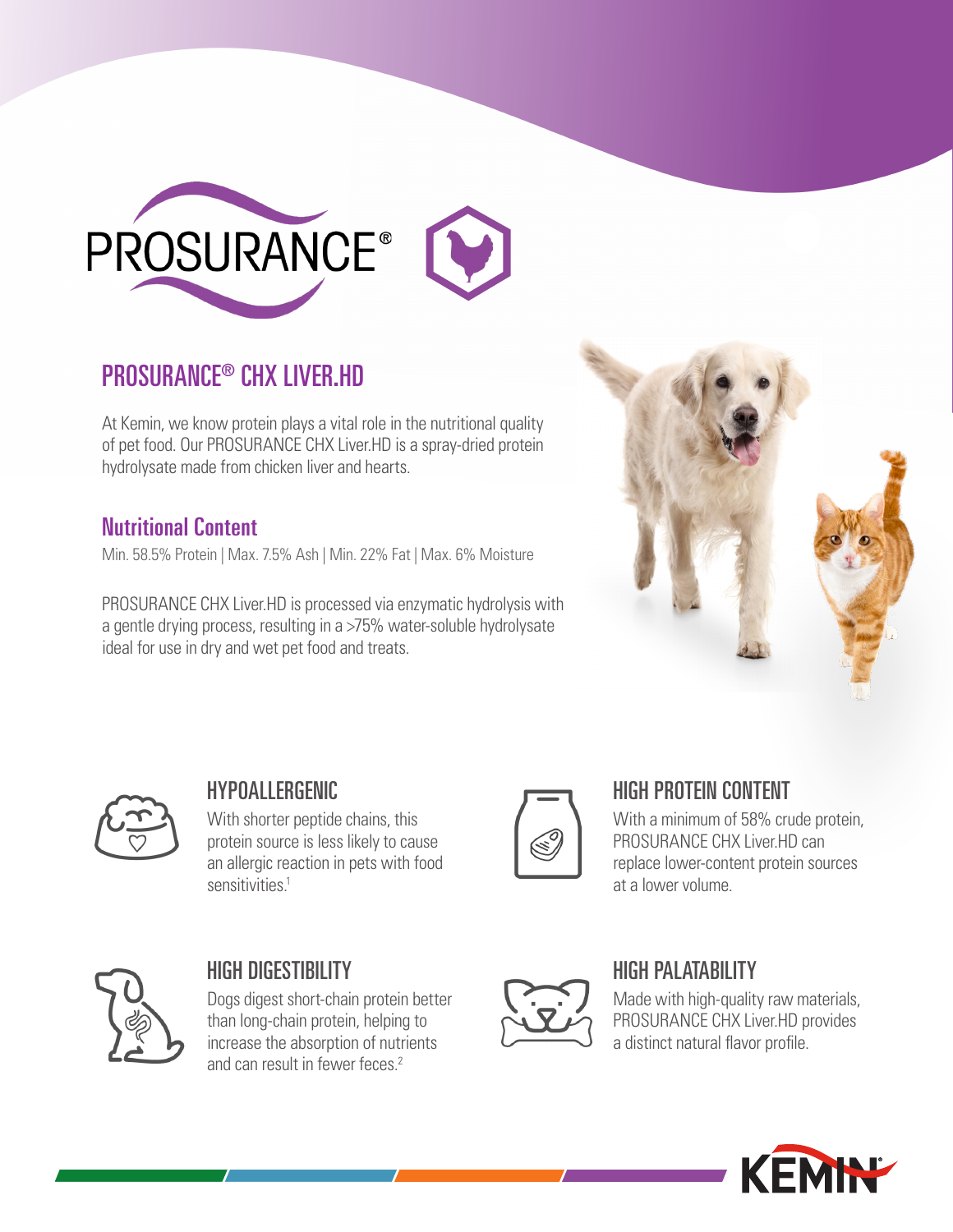# PROSURANCE®

## PROSURANCE® CHX LIVER.HD

At Kemin, we know protein plays a vital role in the nutritional quality of pet food. Our PROSURANCE CHX Liver.HD is a spray-dried protein hydrolysate made from chicken liver and hearts.

### Nutritional Content

Min. 58.5% Protein | Max. 7.5% Ash | Min. 22% Fat | Max. 6% Moisture

PROSURANCE CHX Liver.HD is processed via enzymatic hydrolysis with a gentle drying process, resulting in a >75% water-soluble hydrolysate ideal for use in dry and wet pet food and treats.

### HYPOALLERGENIC

With shorter peptide chains, this protein source is less likely to cause an allergic reaction in pets with food sensitivities.[1]

### HIGH PROTEIN CONTENT

With a minimum of 58% crude protein, PROSURANCE CHX Liver.HD can replace lower-content protein sources at a lower volume.

### HIGH DIGESTIBILITY

Dogs digest short-chain protein better than long-chain protein, helping to increase the absorption of nutrients and can result in fewer feces.[2]

### HIGH PALATABILITY

Made with high-quality raw materials, PROSURANCE CHX Liver.HD provides a distinct natural flavor profile.

KEMIN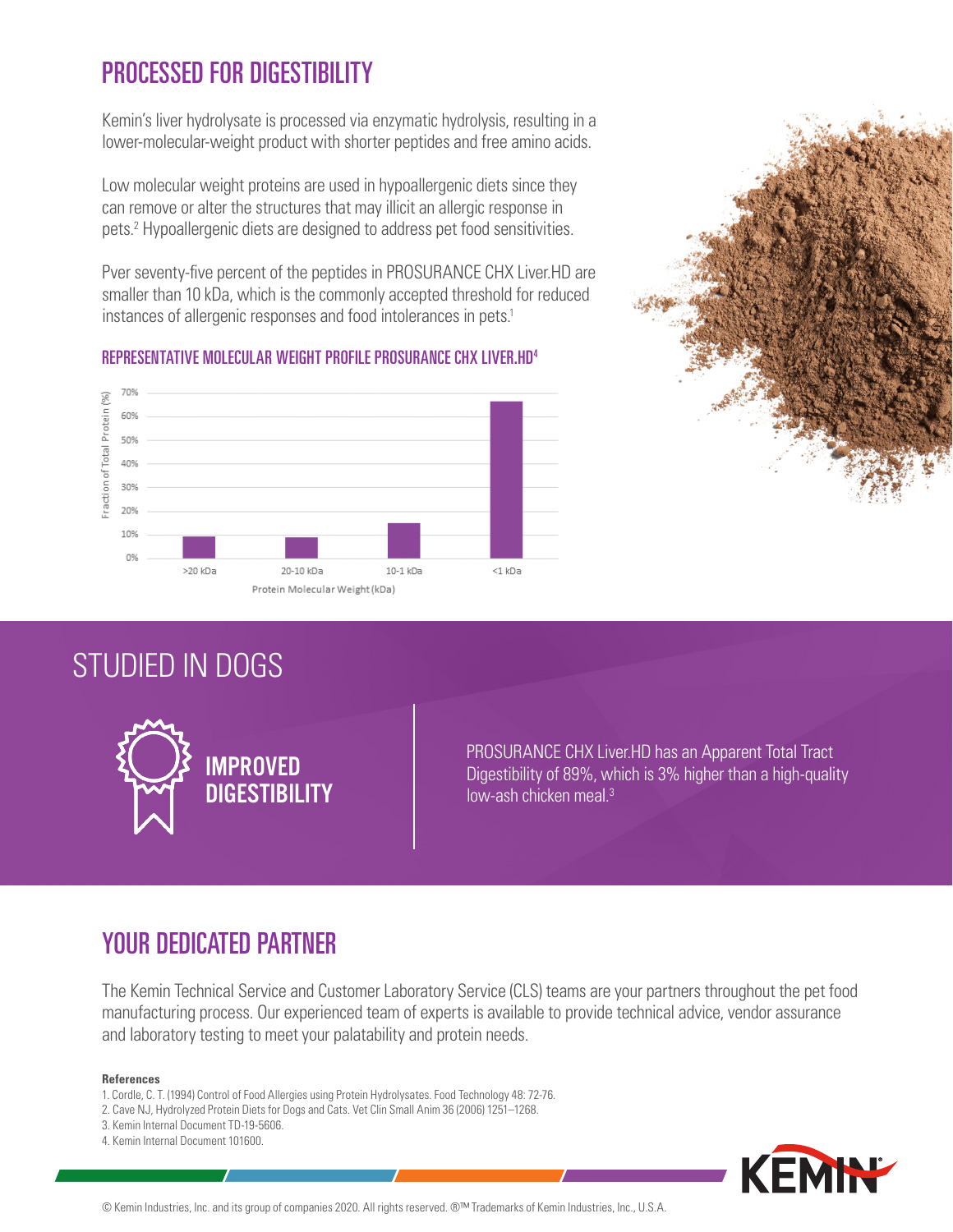## PROCESSED FOR DIGESTIBILITY

Kemin's liver hydrolysate is processed via enzymatic hydrolysis, resulting in a lower-molecular-weight product with shorter peptides and free amino acids.

Low molecular weight proteins are used in hypoallergenic diets since they can remove or alter the structures that may illicit an allergic response in pets.[2] Hypoallergenic diets are designed to address pet food sensitivities.

Pver seventy-five percent of the peptides in PROSURANCE CHX Liver.HD are smaller than 10 kDa, which is the commonly accepted threshold for reduced instances of allergenic responses and food intolerances in pets.[1]

### REPRESENTATIVE MOLECULAR WEIGHT PROFILE PROSURANCE CHX LIVER.HD[4]

Fraction of Total Protein (%)

70%
60%
50%
40%
30%
20%
10%
0%

>20 kDa
20-10 kDa
10-1 kDa
<1 kDa

Protein Molecular Weight (kDa)

## STUDIED IN DOGS

**IMPROVED DIGESTIBILITY**

PROSURANCE CHX Liver.HD has an Apparent Total Tract Digestibility of 89%, which is 3% higher than a high-quality low-ash chicken meal.[3]

## YOUR DEDICATED PARTNER

The Kemin Technical Service and Customer Laboratory Service (CLS) teams are your partners throughout the pet food manufacturing process. Our experienced team of experts is available to provide technical advice, vendor assurance and laboratory testing to meet your palatability and protein needs.

**References**

1. Cordle, C. T. (1994) Control of Food Allergies using Protein Hydrolysates. Food Technology 48: 72-76.
2. Cave NJ, Hydrolyzed Protein Diets for Dogs and Cats. Vet Clin Small Anim 36 (2006) 1251–1268.
3. Kemin Internal Document TD-19-5606.
4. Kemin Internal Document 101600.

KEMIN®

© Kemin Industries, Inc. and its group of companies 2020. All rights reserved. ®™ Trademarks of Kemin Industries, Inc., U.S.A.